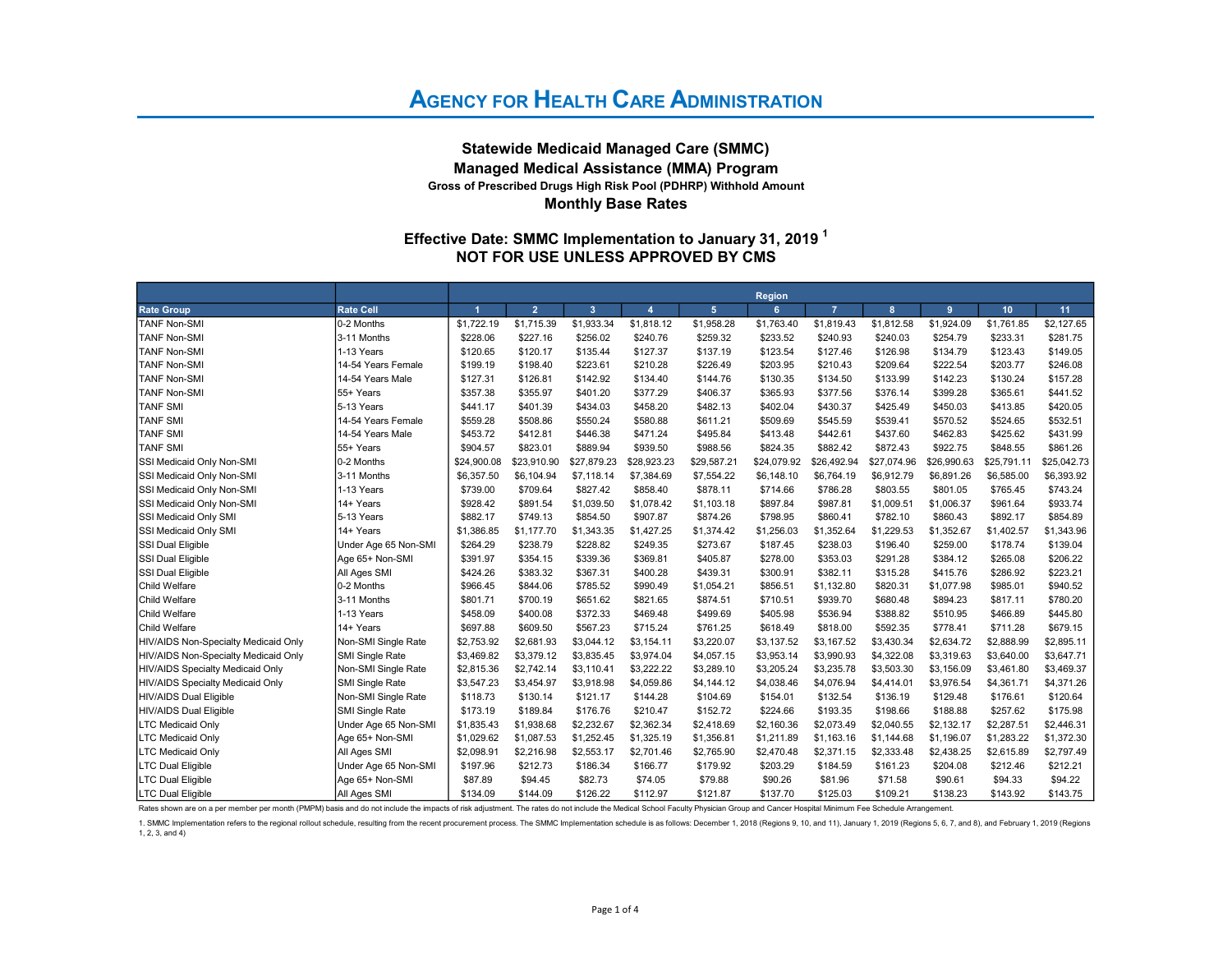# Agency for Health Care Administration

## Statewide Medicaid Managed Care (SMMC)

## Managed Medical Assistance (MMA) Program

### Gross of Prescribed Drugs High Risk Pool (PDHRP) Withhold Amount

## Monthly Base Rates

## Effective Date: SMMC Implementation to January 31, 2019 [1]

## NOT FOR USE UNLESS APPROVED BY CMS

| | | Region | | | | | | | | | | |
|---|---|---|---|---|---|---|---|---|---|---|---|---|
| **Rate Group** | **Rate Cell** | **1** | **2** | **3** | **4** | **5** | **6** | **7** | **8** | **9** | **10** | **11** |
| TANF Non-SMI | 0-2 Months | $1,722.19 | $1,715.39 | $1,933.34 | $1,818.12 | $1,958.28 | $1,763.40 | $1,819.43 | $1,812.58 | $1,924.09 | $1,761.85 | $2,127.65 |
| TANF Non-SMI | 3-11 Months | $228.06 | $227.16 | $256.02 | $240.76 | $259.32 | $233.52 | $240.93 | $240.03 | $254.79 | $233.31 | $281.75 |
| TANF Non-SMI | 1-13 Years | $120.65 | $120.17 | $135.44 | $127.37 | $137.19 | $123.54 | $127.46 | $126.98 | $134.79 | $123.43 | $149.05 |
| TANF Non-SMI | 14-54 Years Female | $199.19 | $198.40 | $223.61 | $210.28 | $226.49 | $203.95 | $210.43 | $209.64 | $222.54 | $203.77 | $246.08 |
| TANF Non-SMI | 14-54 Years Male | $127.31 | $126.81 | $142.92 | $134.40 | $144.76 | $130.35 | $134.50 | $133.99 | $142.23 | $130.24 | $157.28 |
| TANF Non-SMI | 55+ Years | $357.38 | $355.97 | $401.20 | $377.29 | $406.37 | $365.93 | $377.56 | $376.14 | $399.28 | $365.61 | $441.52 |
| TANF SMI | 5-13 Years | $441.17 | $401.39 | $434.03 | $458.20 | $482.13 | $402.04 | $430.37 | $425.49 | $450.03 | $413.85 | $420.05 |
| TANF SMI | 14-54 Years Female | $559.28 | $508.86 | $550.24 | $580.88 | $611.21 | $509.69 | $545.59 | $539.41 | $570.52 | $524.65 | $532.51 |
| TANF SMI | 14-54 Years Male | $453.72 | $412.81 | $446.38 | $471.24 | $495.84 | $413.48 | $442.61 | $437.60 | $462.83 | $425.62 | $431.99 |
| TANF SMI | 55+ Years | $904.57 | $823.01 | $889.94 | $939.50 | $988.56 | $824.35 | $882.42 | $872.43 | $922.75 | $848.55 | $861.26 |
| SSI Medicaid Only Non-SMI | 0-2 Months | $24,900.08 | $23,910.90 | $27,879.23 | $28,923.23 | $29,587.21 | $24,079.92 | $26,492.94 | $27,074.96 | $26,990.63 | $25,791.11 | $25,042.73 |
| SSI Medicaid Only Non-SMI | 3-11 Months | $6,357.50 | $6,104.94 | $7,118.14 | $7,384.69 | $7,554.22 | $6,148.10 | $6,764.19 | $6,912.79 | $6,891.26 | $6,585.00 | $6,393.92 |
| SSI Medicaid Only Non-SMI | 1-13 Years | $739.00 | $709.64 | $827.42 | $858.40 | $878.11 | $714.66 | $786.28 | $803.55 | $801.05 | $765.45 | $743.24 |
| SSI Medicaid Only Non-SMI | 14+ Years | $928.42 | $891.54 | $1,039.50 | $1,078.42 | $1,103.18 | $897.84 | $987.81 | $1,009.51 | $1,006.37 | $961.64 | $933.74 |
| SSI Medicaid Only SMI | 5-13 Years | $882.17 | $749.13 | $854.50 | $907.87 | $874.26 | $798.95 | $860.41 | $782.10 | $860.43 | $892.17 | $854.89 |
| SSI Medicaid Only SMI | 14+ Years | $1,386.85 | $1,177.70 | $1,343.35 | $1,427.25 | $1,374.42 | $1,256.03 | $1,352.64 | $1,229.53 | $1,352.67 | $1,402.57 | $1,343.96 |
| SSI Dual Eligible | Under Age 65 Non-SMI | $264.29 | $238.79 | $228.82 | $249.35 | $273.67 | $187.45 | $238.03 | $196.40 | $259.00 | $178.74 | $139.04 |
| SSI Dual Eligible | Age 65+ Non-SMI | $391.97 | $354.15 | $339.36 | $369.81 | $405.87 | $278.00 | $353.03 | $291.28 | $384.12 | $265.08 | $206.22 |
| SSI Dual Eligible | All Ages SMI | $424.26 | $383.32 | $367.31 | $400.28 | $439.31 | $300.91 | $382.11 | $315.28 | $415.76 | $286.92 | $223.21 |
| Child Welfare | 0-2 Months | $966.45 | $844.06 | $785.52 | $990.49 | $1,054.21 | $856.51 | $1,132.80 | $820.31 | $1,077.98 | $985.01 | $940.52 |
| Child Welfare | 3-11 Months | $801.71 | $700.19 | $651.62 | $821.65 | $874.51 | $710.51 | $939.70 | $680.48 | $894.23 | $817.11 | $780.20 |
| Child Welfare | 1-13 Years | $458.09 | $400.08 | $372.33 | $469.48 | $499.69 | $405.98 | $536.94 | $388.82 | $510.95 | $466.89 | $445.80 |
| Child Welfare | 14+ Years | $697.88 | $609.50 | $567.23 | $715.24 | $761.25 | $618.49 | $818.00 | $592.35 | $778.41 | $711.28 | $679.15 |
| HIV/AIDS Non-Specialty Medicaid Only | Non-SMI Single Rate | $2,753.92 | $2,681.93 | $3,044.12 | $3,154.11 | $3,220.07 | $3,137.52 | $3,167.52 | $3,430.34 | $2,634.72 | $2,888.99 | $2,895.11 |
| HIV/AIDS Non-Specialty Medicaid Only | SMI Single Rate | $3,469.82 | $3,379.12 | $3,835.45 | $3,974.04 | $4,057.15 | $3,953.14 | $3,990.93 | $4,322.08 | $3,319.63 | $3,640.00 | $3,647.71 |
| HIV/AIDS Specialty Medicaid Only | Non-SMI Single Rate | $2,815.36 | $2,742.14 | $3,110.41 | $3,222.22 | $3,289.10 | $3,205.24 | $3,235.78 | $3,503.30 | $3,156.09 | $3,461.80 | $3,469.37 |
| HIV/AIDS Specialty Medicaid Only | SMI Single Rate | $3,547.23 | $3,454.97 | $3,918.98 | $4,059.86 | $4,144.12 | $4,038.46 | $4,076.94 | $4,414.01 | $3,976.54 | $4,361.71 | $4,371.26 |
| HIV/AIDS Dual Eligible | Non-SMI Single Rate | $118.73 | $130.14 | $121.17 | $144.28 | $104.69 | $154.01 | $132.54 | $136.19 | $129.48 | $176.61 | $120.64 |
| HIV/AIDS Dual Eligible | SMI Single Rate | $173.19 | $189.84 | $176.76 | $210.47 | $152.72 | $224.66 | $193.35 | $198.66 | $188.88 | $257.62 | $175.98 |
| LTC Medicaid Only | Under Age 65 Non-SMI | $1,835.43 | $1,938.68 | $2,232.67 | $2,362.34 | $2,418.69 | $2,160.36 | $2,073.49 | $2,040.55 | $2,132.17 | $2,287.51 | $2,446.31 |
| LTC Medicaid Only | Age 65+ Non-SMI | $1,029.62 | $1,087.53 | $1,252.45 | $1,325.19 | $1,356.81 | $1,211.89 | $1,163.16 | $1,144.68 | $1,196.07 | $1,283.22 | $1,372.30 |
| LTC Medicaid Only | All Ages SMI | $2,098.91 | $2,216.98 | $2,553.17 | $2,701.46 | $2,765.90 | $2,470.48 | $2,371.15 | $2,333.48 | $2,438.25 | $2,615.89 | $2,797.49 |
| LTC Dual Eligible | Under Age 65 Non-SMI | $197.96 | $212.73 | $186.34 | $166.77 | $179.92 | $203.29 | $184.59 | $161.23 | $204.08 | $212.46 | $212.21 |
| LTC Dual Eligible | Age 65+ Non-SMI | $87.89 | $94.45 | $82.73 | $74.05 | $79.88 | $90.26 | $81.96 | $71.58 | $90.61 | $94.33 | $94.22 |
| LTC Dual Eligible | All Ages SMI | $134.09 | $144.09 | $126.22 | $112.97 | $121.87 | $137.70 | $125.03 | $109.21 | $138.23 | $143.92 | $143.75 |

Rates shown are on a per member per month (PMPM) basis and do not include the impacts of risk adjustment. The rates do not include the Medical School Faculty Physician Group and Cancer Hospital Minimum Fee Schedule Arrangement.

1. SMMC Implementation refers to the regional rollout schedule, resulting from the recent procurement process. The SMMC Implementation schedule is as follows: December 1, 2018 (Regions 9, 10, and 11), January 1, 2019 (Regions 5, 6, 7, and 8), and February 1, 2019 (Regions 1, 2, 3, and 4)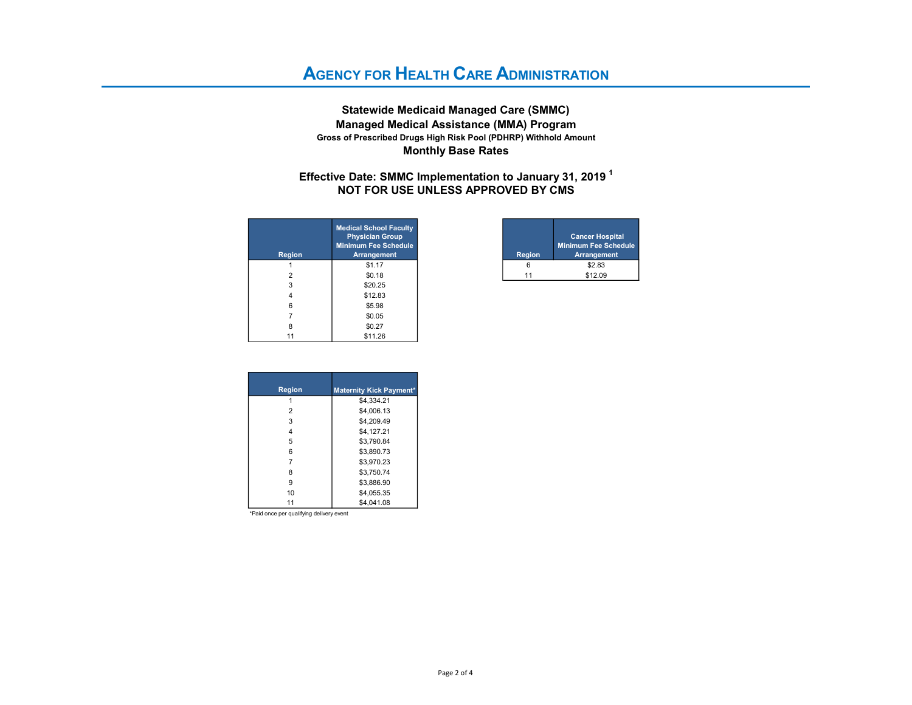# Agency for Health Care Administration

## Statewide Medicaid Managed Care (SMMC)
## Managed Medical Assistance (MMA) Program
### Gross of Prescribed Drugs High Risk Pool (PDHRP) Withhold Amount
## Monthly Base Rates

### Effective Date: SMMC Implementation to January 31, 2019 [1]
### NOT FOR USE UNLESS APPROVED BY CMS

| Region | Medical School Faculty Physician Group Minimum Fee Schedule Arrangement |
|---|---|
| 1 | $1.17 |
| 2 | $0.18 |
| 3 | $20.25 |
| 4 | $12.83 |
| 6 | $5.98 |
| 7 | $0.05 |
| 8 | $0.27 |
| 11 | $11.26 |

| Region | Cancer Hospital Minimum Fee Schedule Arrangement |
|---|---|
| 6 | $2.83 |
| 11 | $12.09 |

| Region | Maternity Kick Payment* |
|---|---|
| 1 | $4,334.21 |
| 2 | $4,006.13 |
| 3 | $4,209.49 |
| 4 | $4,127.21 |
| 5 | $3,790.84 |
| 6 | $3,890.73 |
| 7 | $3,970.23 |
| 8 | $3,750.74 |
| 9 | $3,886.90 |
| 10 | $4,055.35 |
| 11 | $4,041.08 |

*Paid once per qualifying delivery event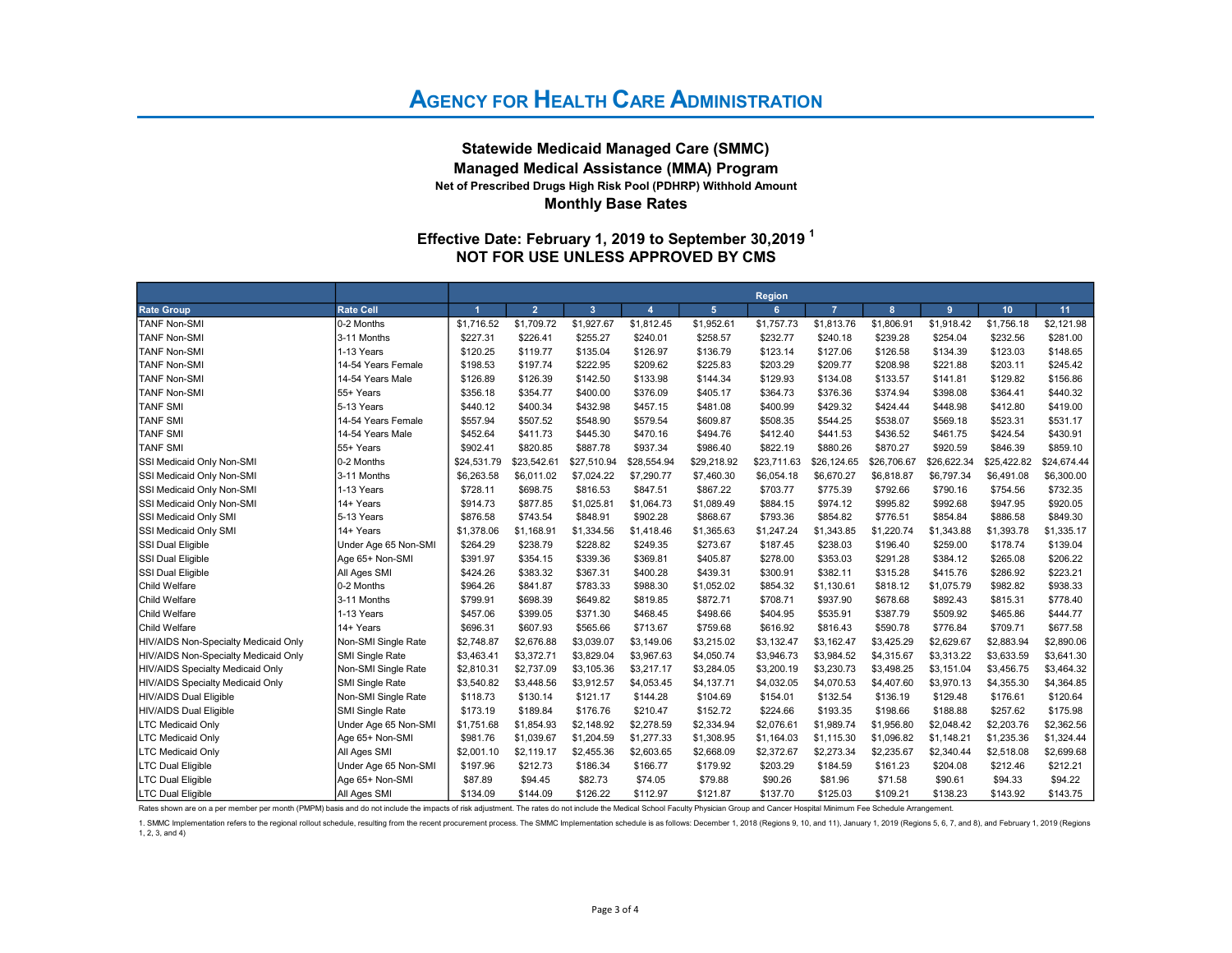# AGENCY FOR HEALTH CARE ADMINISTRATION

### Statewide Medicaid Managed Care (SMMC)
### Managed Medical Assistance (MMA) Program
**Net of Prescribed Drugs High Risk Pool (PDHRP) Withhold Amount**
### Monthly Base Rates

### Effective Date: February 1, 2019 to September 30,2019 [1]
### NOT FOR USE UNLESS APPROVED BY CMS

| | | Region | | | | | | | | | | |
|---|---|---|---|---|---|---|---|---|---|---|---|---|
| **Rate Group** | **Rate Cell** | **1** | **2** | **3** | **4** | **5** | **6** | **7** | **8** | **9** | **10** | **11** |
| TANF Non-SMI | 0-2 Months | $1,716.52 | $1,709.72 | $1,927.67 | $1,812.45 | $1,952.61 | $1,757.73 | $1,813.76 | $1,806.91 | $1,918.42 | $1,756.18 | $2,121.98 |
| TANF Non-SMI | 3-11 Months | $227.31 | $226.41 | $255.27 | $240.01 | $258.57 | $232.77 | $240.18 | $239.28 | $254.04 | $232.56 | $281.00 |
| TANF Non-SMI | 1-13 Years | $120.25 | $119.77 | $135.04 | $126.97 | $136.79 | $123.14 | $127.06 | $126.58 | $134.39 | $123.03 | $148.65 |
| TANF Non-SMI | 14-54 Years Female | $198.53 | $197.74 | $222.95 | $209.62 | $225.83 | $203.29 | $209.77 | $208.98 | $221.88 | $203.11 | $245.42 |
| TANF Non-SMI | 14-54 Years Male | $126.89 | $126.39 | $142.50 | $133.98 | $144.34 | $129.93 | $134.08 | $133.57 | $141.81 | $129.82 | $156.86 |
| TANF Non-SMI | 55+ Years | $356.18 | $354.77 | $400.00 | $376.09 | $405.17 | $364.73 | $376.36 | $374.94 | $398.08 | $364.41 | $440.32 |
| TANF SMI | 5-13 Years | $440.12 | $400.34 | $432.98 | $457.15 | $481.08 | $400.99 | $429.32 | $424.44 | $448.98 | $412.80 | $419.00 |
| TANF SMI | 14-54 Years Female | $557.94 | $507.52 | $548.90 | $579.54 | $609.87 | $508.35 | $544.25 | $538.07 | $569.18 | $523.31 | $531.17 |
| TANF SMI | 14-54 Years Male | $452.64 | $411.73 | $445.30 | $470.16 | $494.76 | $412.40 | $441.53 | $436.52 | $461.75 | $424.54 | $430.91 |
| TANF SMI | 55+ Years | $902.41 | $820.85 | $887.78 | $937.34 | $986.40 | $822.19 | $880.26 | $870.27 | $920.59 | $846.39 | $859.10 |
| SSI Medicaid Only Non-SMI | 0-2 Months | $24,531.79 | $23,542.61 | $27,510.94 | $28,554.94 | $29,218.92 | $23,711.63 | $26,124.65 | $26,706.67 | $26,622.34 | $25,422.82 | $24,674.44 |
| SSI Medicaid Only Non-SMI | 3-11 Months | $6,263.58 | $6,011.02 | $7,024.22 | $7,290.77 | $7,460.30 | $6,054.18 | $6,670.27 | $6,818.87 | $6,797.34 | $6,491.08 | $6,300.00 |
| SSI Medicaid Only Non-SMI | 1-13 Years | $728.11 | $698.75 | $816.53 | $847.51 | $867.22 | $703.77 | $775.39 | $792.66 | $790.16 | $754.56 | $732.35 |
| SSI Medicaid Only Non-SMI | 14+ Years | $914.73 | $877.85 | $1,025.81 | $1,064.73 | $1,089.49 | $884.15 | $974.12 | $995.82 | $992.68 | $947.95 | $920.05 |
| SSI Medicaid Only SMI | 5-13 Years | $876.58 | $743.54 | $848.91 | $902.28 | $868.67 | $793.36 | $854.82 | $776.51 | $854.84 | $886.58 | $849.30 |
| SSI Medicaid Only SMI | 14+ Years | $1,378.06 | $1,168.91 | $1,334.56 | $1,418.46 | $1,365.63 | $1,247.24 | $1,343.85 | $1,220.74 | $1,343.88 | $1,393.78 | $1,335.17 |
| SSI Dual Eligible | Under Age 65 Non-SMI | $264.29 | $238.79 | $228.82 | $249.35 | $273.67 | $187.45 | $238.03 | $196.40 | $259.00 | $178.74 | $139.04 |
| SSI Dual Eligible | Age 65+ Non-SMI | $391.97 | $354.15 | $339.36 | $369.81 | $405.87 | $278.00 | $353.03 | $291.28 | $384.12 | $265.08 | $206.22 |
| SSI Dual Eligible | All Ages SMI | $424.26 | $383.32 | $367.31 | $400.28 | $439.31 | $300.91 | $382.11 | $315.28 | $415.76 | $286.92 | $223.21 |
| Child Welfare | 0-2 Months | $964.26 | $841.87 | $783.33 | $988.30 | $1,052.02 | $854.32 | $1,130.61 | $818.12 | $1,075.79 | $982.82 | $938.33 |
| Child Welfare | 3-11 Months | $799.91 | $698.39 | $649.82 | $819.85 | $872.71 | $708.71 | $937.90 | $678.68 | $892.43 | $815.31 | $778.40 |
| Child Welfare | 1-13 Years | $457.06 | $399.05 | $371.30 | $468.45 | $498.66 | $404.95 | $535.91 | $387.79 | $509.92 | $465.86 | $444.77 |
| Child Welfare | 14+ Years | $696.31 | $607.93 | $565.66 | $713.67 | $759.68 | $616.92 | $816.43 | $590.78 | $776.84 | $709.71 | $677.58 |
| HIV/AIDS Non-Specialty Medicaid Only | Non-SMI Single Rate | $2,748.87 | $2,676.88 | $3,039.07 | $3,149.06 | $3,215.02 | $3,132.47 | $3,162.47 | $3,425.29 | $2,629.67 | $2,883.94 | $2,890.06 |
| HIV/AIDS Non-Specialty Medicaid Only | SMI Single Rate | $3,463.41 | $3,372.71 | $3,829.04 | $3,967.63 | $4,050.74 | $3,946.73 | $3,984.52 | $4,315.67 | $3,313.22 | $3,633.59 | $3,641.30 |
| HIV/AIDS Specialty Medicaid Only | Non-SMI Single Rate | $2,810.31 | $2,737.09 | $3,105.36 | $3,217.17 | $3,284.05 | $3,200.19 | $3,230.73 | $3,498.25 | $3,151.04 | $3,456.75 | $3,464.32 |
| HIV/AIDS Specialty Medicaid Only | SMI Single Rate | $3,540.82 | $3,448.56 | $3,912.57 | $4,053.45 | $4,137.71 | $4,032.05 | $4,070.53 | $4,407.60 | $3,970.13 | $4,355.30 | $4,364.85 |
| HIV/AIDS Dual Eligible | Non-SMI Single Rate | $118.73 | $130.14 | $121.17 | $144.28 | $104.69 | $154.01 | $132.54 | $136.19 | $129.48 | $176.61 | $120.64 |
| HIV/AIDS Dual Eligible | SMI Single Rate | $173.19 | $189.84 | $176.76 | $210.47 | $152.72 | $224.66 | $193.35 | $198.66 | $188.88 | $257.62 | $175.98 |
| LTC Medicaid Only | Under Age 65 Non-SMI | $1,751.68 | $1,854.93 | $2,148.92 | $2,278.59 | $2,334.94 | $2,076.61 | $1,989.74 | $1,956.80 | $2,048.42 | $2,203.76 | $2,362.56 |
| LTC Medicaid Only | Age 65+ Non-SMI | $981.76 | $1,039.67 | $1,204.59 | $1,277.33 | $1,308.95 | $1,164.03 | $1,115.30 | $1,096.82 | $1,148.21 | $1,235.36 | $1,324.44 |
| LTC Medicaid Only | All Ages SMI | $2,001.10 | $2,119.17 | $2,455.36 | $2,603.65 | $2,668.09 | $2,372.67 | $2,273.34 | $2,235.67 | $2,340.44 | $2,518.08 | $2,699.68 |
| LTC Dual Eligible | Under Age 65 Non-SMI | $197.96 | $212.73 | $186.34 | $166.77 | $179.92 | $203.29 | $184.59 | $161.23 | $204.08 | $212.46 | $212.21 |
| LTC Dual Eligible | Age 65+ Non-SMI | $87.89 | $94.45 | $82.73 | $74.05 | $79.88 | $90.26 | $81.96 | $71.58 | $90.61 | $94.33 | $94.22 |
| LTC Dual Eligible | All Ages SMI | $134.09 | $144.09 | $126.22 | $112.97 | $121.87 | $137.70 | $125.03 | $109.21 | $138.23 | $143.92 | $143.75 |

Rates shown are on a per member per month (PMPM) basis and do not include the impacts of risk adjustment. The rates do not include the Medical School Faculty Physician Group and Cancer Hospital Minimum Fee Schedule Arrangement.

1. SMMC Implementation refers to the regional rollout schedule, resulting from the recent procurement process. The SMMC Implementation schedule is as follows: December 1, 2018 (Regions 9, 10, and 11), January 1, 2019 (Regions 5, 6, 7, and 8), and February 1, 2019 (Regions 1, 2, 3, and 4)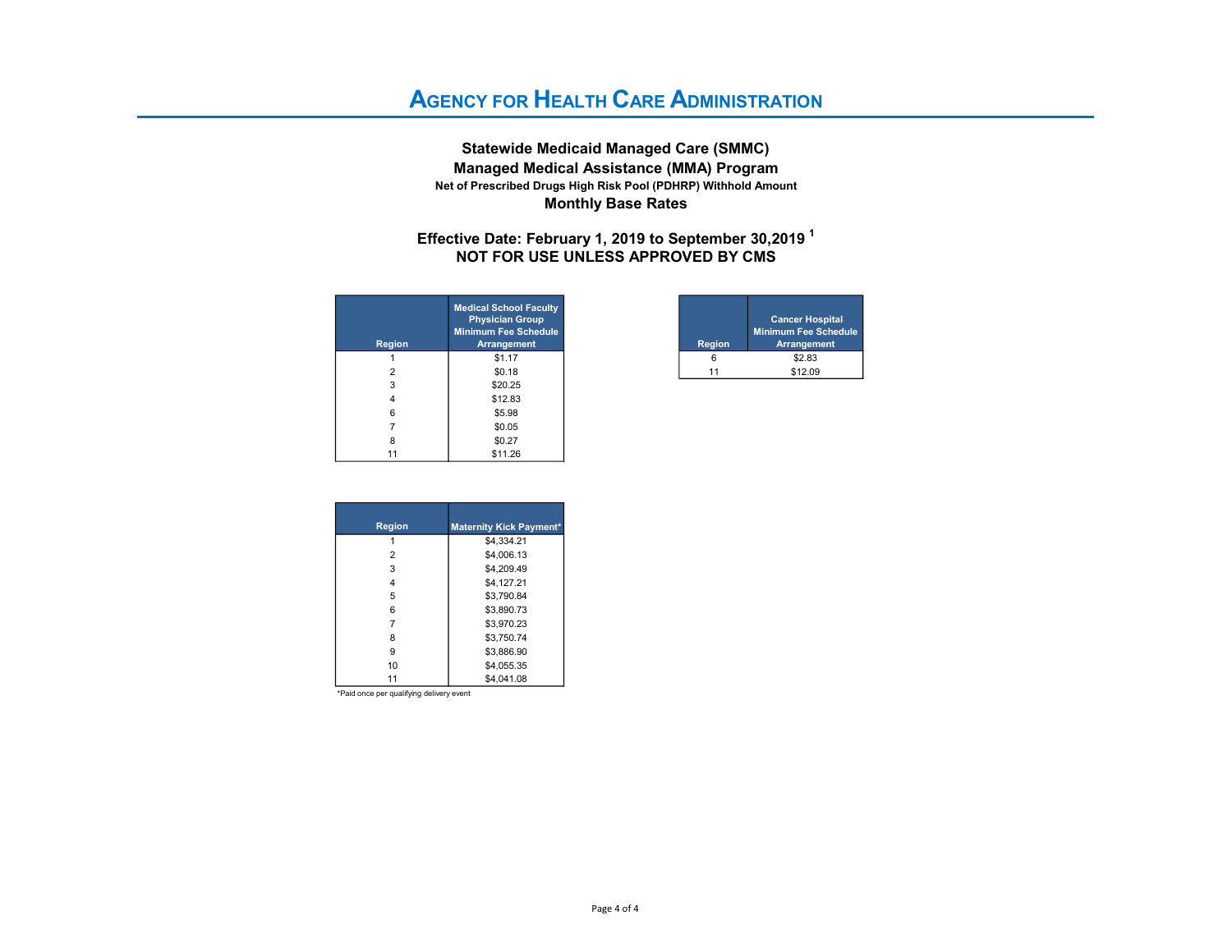# Agency for Health Care Administration

**Statewide Medicaid Managed Care (SMMC)**
**Managed Medical Assistance (MMA) Program**
**Net of Prescribed Drugs High Risk Pool (PDHRP) Withhold Amount**
**Monthly Base Rates**

**Effective Date: February 1, 2019 to September 30,2019 [1]**
**NOT FOR USE UNLESS APPROVED BY CMS**

| Region | Medical School Faculty Physician Group Minimum Fee Schedule Arrangement |
|---|---|
| 1 | $1.17 |
| 2 | $0.18 |
| 3 | $20.25 |
| 4 | $12.83 |
| 6 | $5.98 |
| 7 | $0.05 |
| 8 | $0.27 |
| 11 | $11.26 |

| Region | Cancer Hospital Minimum Fee Schedule Arrangement |
|---|---|
| 6 | $2.83 |
| 11 | $12.09 |

| Region | Maternity Kick Payment* |
|---|---|
| 1 | $4,334.21 |
| 2 | $4,006.13 |
| 3 | $4,209.49 |
| 4 | $4,127.21 |
| 5 | $3,790.84 |
| 6 | $3,890.73 |
| 7 | $3,970.23 |
| 8 | $3,750.74 |
| 9 | $3,886.90 |
| 10 | $4,055.35 |
| 11 | $4,041.08 |

*Paid once per qualifying delivery event